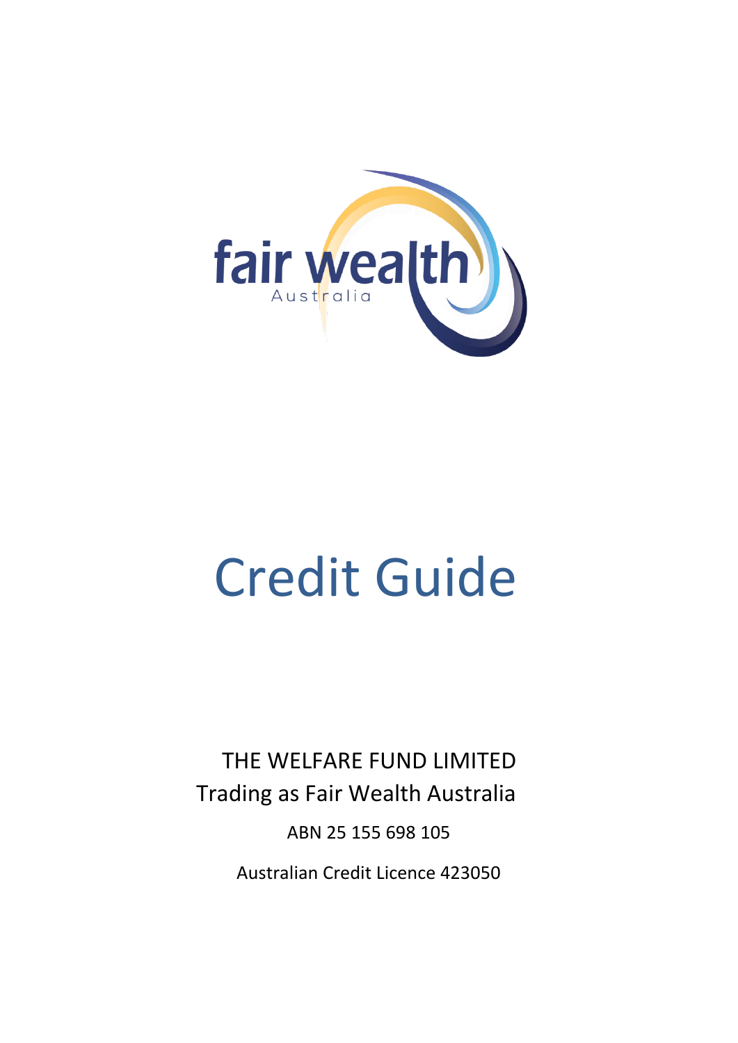fair wealth
Australia

# Credit Guide

THE WELFARE FUND LIMITED
Trading as Fair Wealth Australia

ABN 25 155 698 105

Australian Credit Licence 423050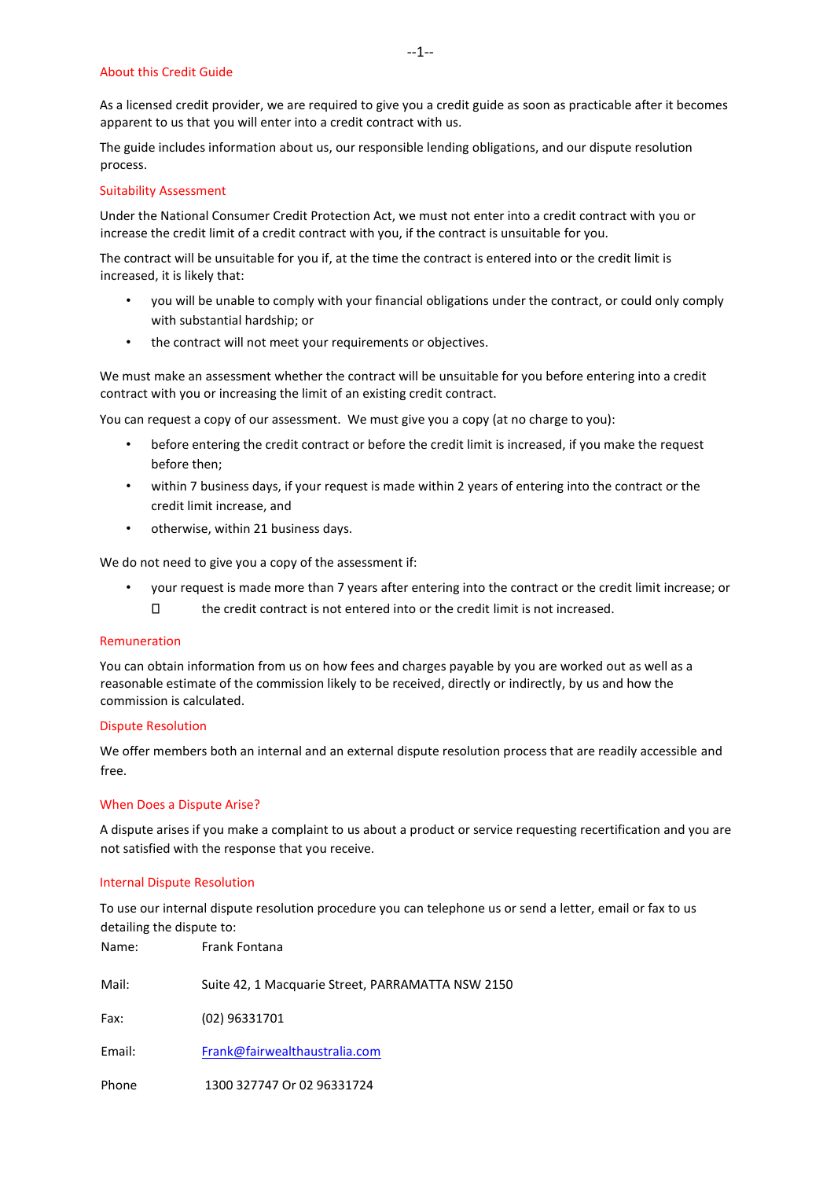## About this Credit Guide

As a licensed credit provider, we are required to give you a credit guide as soon as practicable after it becomes apparent to us that you will enter into a credit contract with us.

The guide includes information about us, our responsible lending obligations, and our dispute resolution process.

## Suitability Assessment

Under the National Consumer Credit Protection Act, we must not enter into a credit contract with you or increase the credit limit of a credit contract with you, if the contract is unsuitable for you.

The contract will be unsuitable for you if, at the time the contract is entered into or the credit limit is increased, it is likely that:

- you will be unable to comply with your financial obligations under the contract, or could only comply with substantial hardship; or
- the contract will not meet your requirements or objectives.

We must make an assessment whether the contract will be unsuitable for you before entering into a credit contract with you or increasing the limit of an existing credit contract.

You can request a copy of our assessment. We must give you a copy (at no charge to you):

- before entering the credit contract or before the credit limit is increased, if you make the request before then;
- within 7 business days, if your request is made within 2 years of entering into the contract or the credit limit increase, and
- otherwise, within 21 business days.

We do not need to give you a copy of the assessment if:

- your request is made more than 7 years after entering into the contract or the credit limit increase; or
- the credit contract is not entered into or the credit limit is not increased.

## Remuneration

You can obtain information from us on how fees and charges payable by you are worked out as well as a reasonable estimate of the commission likely to be received, directly or indirectly, by us and how the commission is calculated.

## Dispute Resolution

We offer members both an internal and an external dispute resolution process that are readily accessible and free.

## When Does a Dispute Arise?

A dispute arises if you make a complaint to us about a product or service requesting recertification and you are not satisfied with the response that you receive.

## Internal Dispute Resolution

To use our internal dispute resolution procedure you can telephone us or send a letter, email or fax to us detailing the dispute to:

| | |
|---|---|
| Name: | Frank Fontana |
| Mail: | Suite 42, 1 Macquarie Street, PARRAMATTA NSW 2150 |
| Fax: | (02) 96331701 |
| Email: | Frank@fairwealthaustralia.com |
| Phone | 1300 327747 Or 02 96331724 |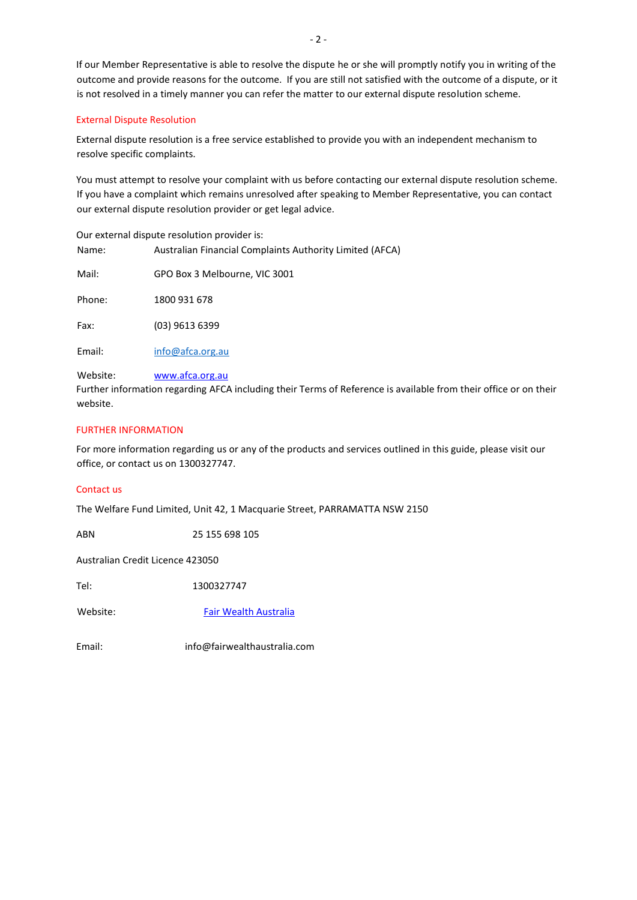If our Member Representative is able to resolve the dispute he or she will promptly notify you in writing of the outcome and provide reasons for the outcome. If you are still not satisfied with the outcome of a dispute, or it is not resolved in a timely manner you can refer the matter to our external dispute resolution scheme.

## External Dispute Resolution

External dispute resolution is a free service established to provide you with an independent mechanism to resolve specific complaints.

You must attempt to resolve your complaint with us before contacting our external dispute resolution scheme. If you have a complaint which remains unresolved after speaking to Member Representative, you can contact our external dispute resolution provider or get legal advice.

Our external dispute resolution provider is:

| | |
|---|---|
| Name: | Australian Financial Complaints Authority Limited (AFCA) |
| Mail: | GPO Box 3 Melbourne, VIC 3001 |
| Phone: | 1800 931 678 |
| Fax: | (03) 9613 6399 |
| Email: | info@afca.org.au |
| Website: | www.afca.org.au |

Further information regarding AFCA including their Terms of Reference is available from their office or on their website.

## FURTHER INFORMATION

For more information regarding us or any of the products and services outlined in this guide, please visit our office, or contact us on 1300327747.

## Contact us

The Welfare Fund Limited, Unit 42, 1 Macquarie Street, PARRAMATTA NSW 2150

ABN 25 155 698 105

Australian Credit Licence 423050

| | |
|---|---|
| Tel: | 1300327747 |
| Website: | Fair Wealth Australia |
| Email: | info@fairwealthaustralia.com |